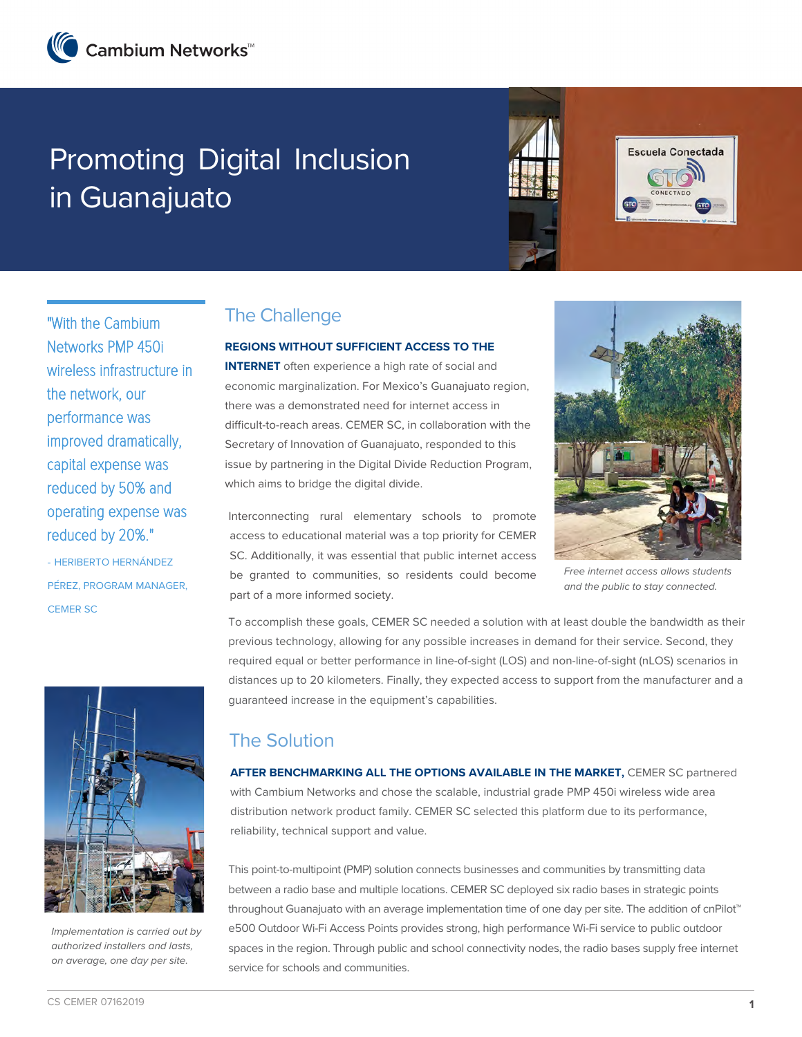Cambium Networks™

# Promoting Digital Inclusion in Guanajuato

"With the Cambium Networks PMP 450i wireless infrastructure in the network, our performance was improved dramatically, capital expense was reduced by 50% and operating expense was reduced by 20%."

- HERIBERTO HERNÁNDEZ PÉREZ, PROGRAM MANAGER, CEMER SC

## The Challenge

**REGIONS WITHOUT SUFFICIENT ACCESS TO THE INTERNET** often experience a high rate of social and economic marginalization. For Mexico's Guanajuato region, there was a demonstrated need for internet access in difficult-to-reach areas. CEMER SC, in collaboration with the Secretary of Innovation of Guanajuato, responded to this issue by partnering in the Digital Divide Reduction Program, which aims to bridge the digital divide.

Interconnecting rural elementary schools to promote access to educational material was a top priority for CEMER SC. Additionally, it was essential that public internet access be granted to communities, so residents could become part of a more informed society.

*Free internet access allows students and the public to stay connected.*

To accomplish these goals, CEMER SC needed a solution with at least double the bandwidth as their previous technology, allowing for any possible increases in demand for their service. Second, they required equal or better performance in line-of-sight (LOS) and non-line-of-sight (nLOS) scenarios in distances up to 20 kilometers. Finally, they expected access to support from the manufacturer and a guaranteed increase in the equipment's capabilities.

## The Solution

**AFTER BENCHMARKING ALL THE OPTIONS AVAILABLE IN THE MARKET,** CEMER SC partnered with Cambium Networks and chose the scalable, industrial grade PMP 450i wireless wide area distribution network product family. CEMER SC selected this platform due to its performance, reliability, technical support and value.

This point-to-multipoint (PMP) solution connects businesses and communities by transmitting data between a radio base and multiple locations. CEMER SC deployed six radio bases in strategic points throughout Guanajuato with an average implementation time of one day per site. The addition of cnPilot™ e500 Outdoor Wi-Fi Access Points provides strong, high performance Wi-Fi service to public outdoor spaces in the region. Through public and school connectivity nodes, the radio bases supply free internet service for schools and communities.

*Implementation is carried out by authorized installers and lasts, on average, one day per site.*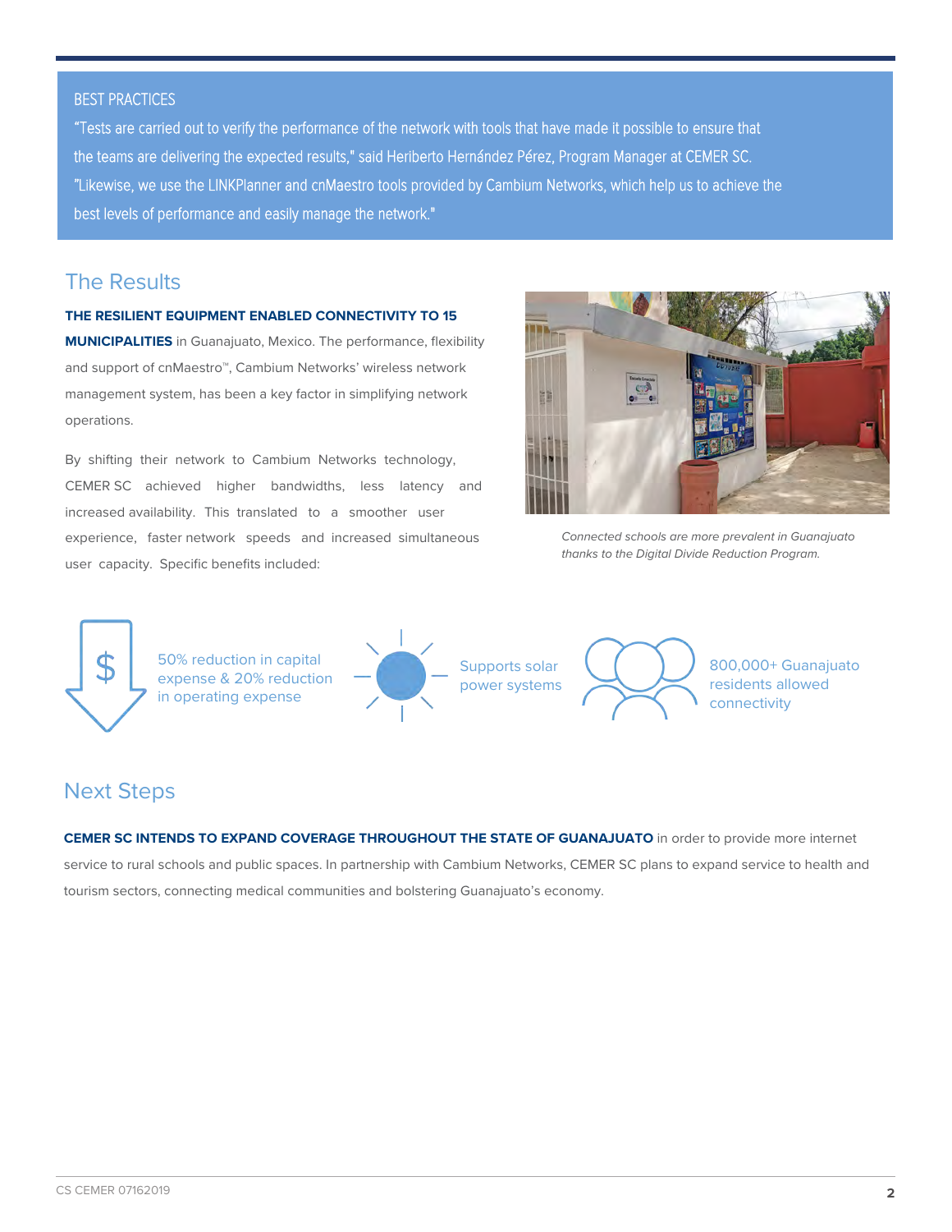BEST PRACTICES

"Tests are carried out to verify the performance of the network with tools that have made it possible to ensure that the teams are delivering the expected results," said Heriberto Hernández Pérez, Program Manager at CEMER SC. "Likewise, we use the LINKPlanner and cnMaestro tools provided by Cambium Networks, which help us to achieve the best levels of performance and easily manage the network."

## The Results

**THE RESILIENT EQUIPMENT ENABLED CONNECTIVITY TO 15 MUNICIPALITIES** in Guanajuato, Mexico. The performance, flexibility and support of cnMaestro™, Cambium Networks' wireless network management system, has been a key factor in simplifying network operations.

By shifting their network to Cambium Networks technology, CEMER SC achieved higher bandwidths, less latency and increased availability. This translated to a smoother user experience, faster network speeds and increased simultaneous user capacity. Specific benefits included:

*Connected schools are more prevalent in Guanajuato thanks to the Digital Divide Reduction Program.*

- 50% reduction in capital expense & 20% reduction in operating expense
- Supports solar power systems
- 800,000+ Guanajuato residents allowed connectivity

## Next Steps

**CEMER SC INTENDS TO EXPAND COVERAGE THROUGHOUT THE STATE OF GUANAJUATO** in order to provide more internet service to rural schools and public spaces. In partnership with Cambium Networks, CEMER SC plans to expand service to health and tourism sectors, connecting medical communities and bolstering Guanajuato's economy.

CS CEMER 07162019